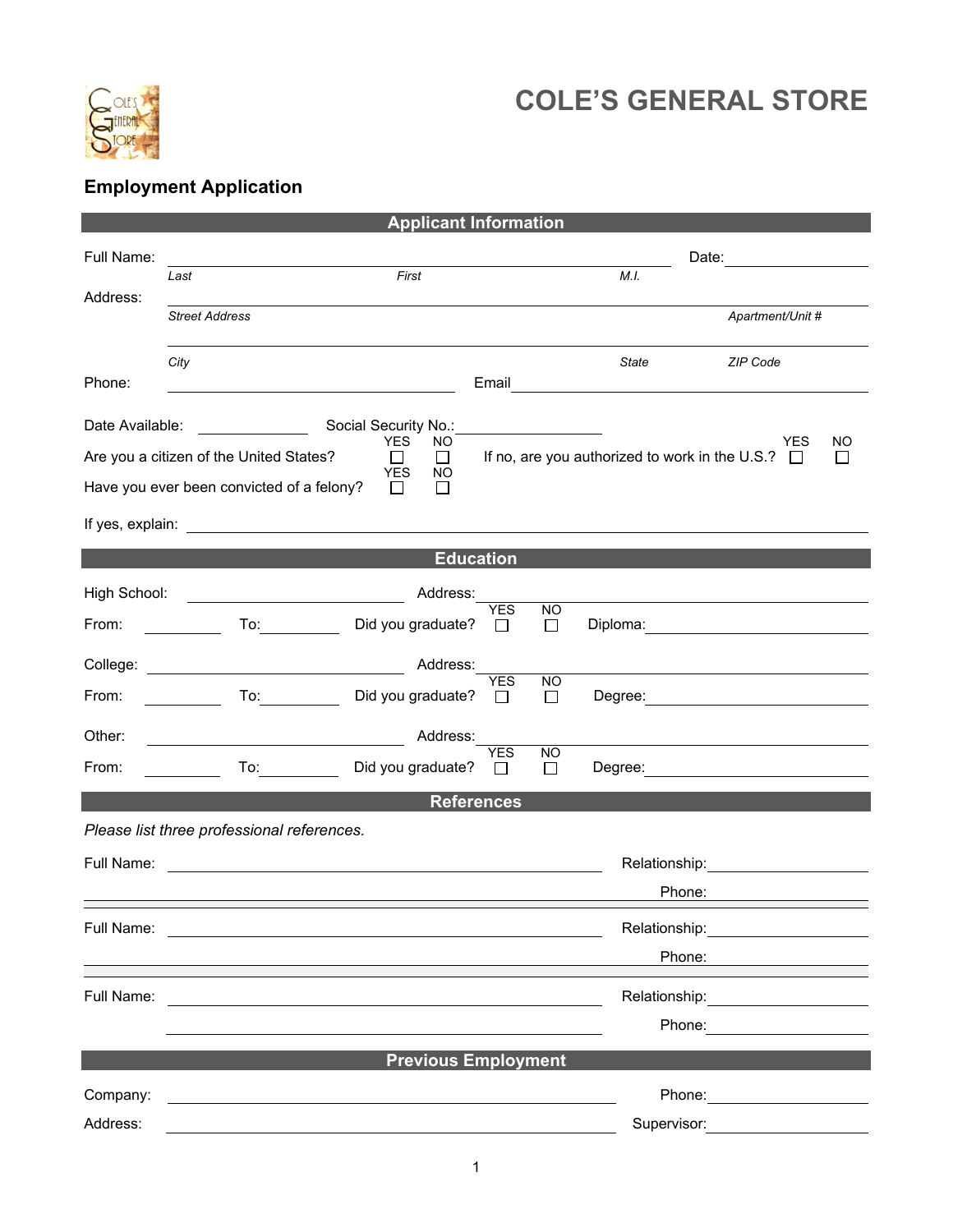# COLE'S GENERAL STORE

## Employment Application

### Applicant Information

Full Name: ______________________________ Date: __________

*Last* *First* *M.I.*

Address: ______________________________

*Street Address* *Apartment/Unit #*

______________________________

*City* *State* *ZIP Code*

Phone: __________ Email __________

Date Available: __________ Social Security No.: __________

Are you a citizen of the United States? YES ☐ NO ☐ If no, are you authorized to work in the U.S.? YES ☐ NO ☐

Have you ever been convicted of a felony? YES ☐ NO ☐

If yes, explain: ______________________________

### Education

High School: __________ Address: __________

From: ______ To: ______ Did you graduate? YES ☐ NO ☐ Diploma: __________

College: __________ Address: __________

From: ______ To: ______ Did you graduate? YES ☐ NO ☐ Degree: __________

Other: __________ Address: __________

From: ______ To: ______ Did you graduate? YES ☐ NO ☐ Degree: __________

### References

*Please list three professional references.*

Full Name: ______________________________ Relationship: __________

Phone: __________

Full Name: ______________________________ Relationship: __________

Phone: __________

Full Name: ______________________________ Relationship: __________

Phone: __________

### Previous Employment

Company: ______________________________ Phone: __________

Address: ______________________________ Supervisor: __________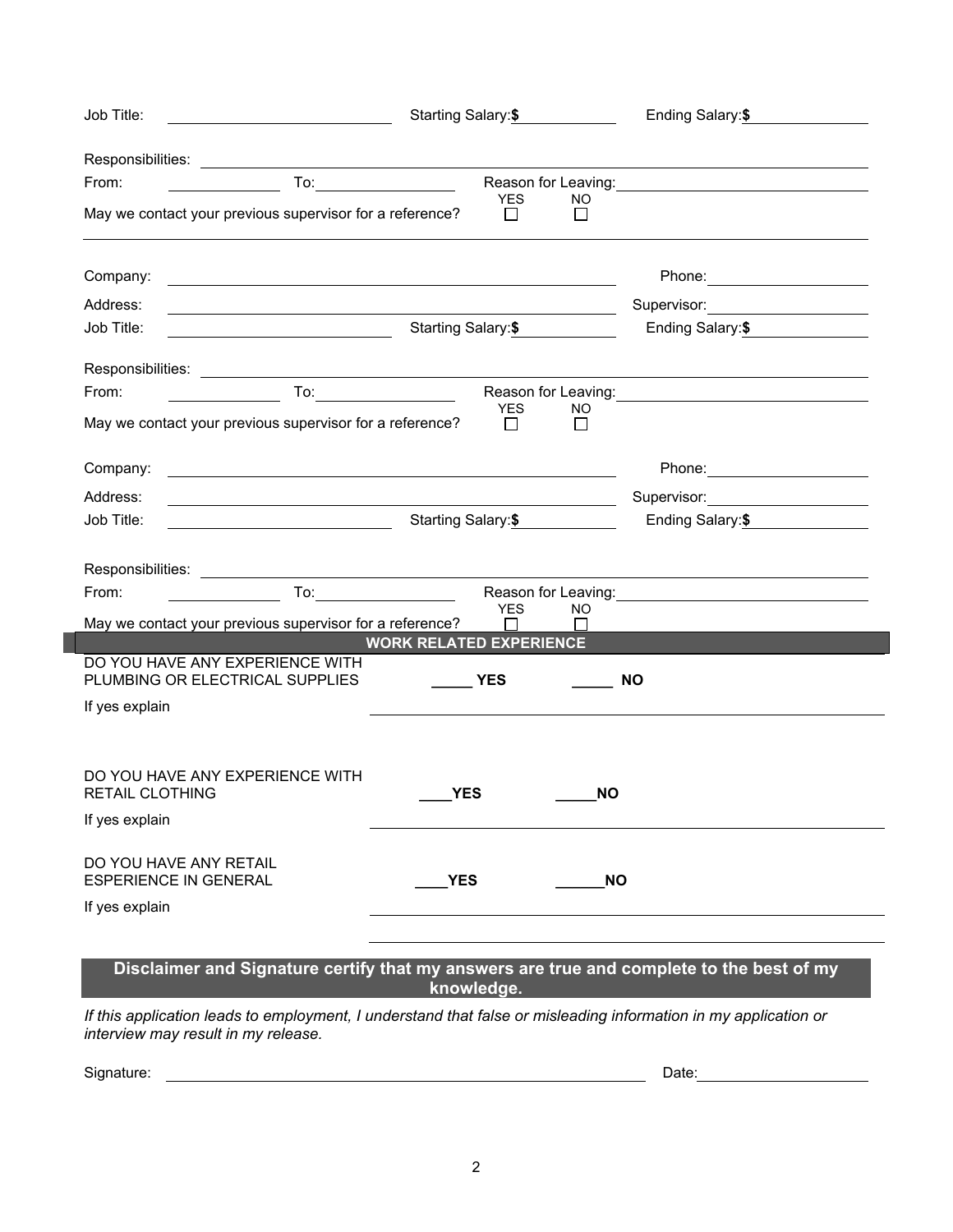Job Title: ____________________ Starting Salary: $__________ Ending Salary: $__________

Responsibilities: ____________________________________________

From: __________ To: __________ Reason for Leaving: ____________________

May we contact your previous supervisor for a reference? YES ☐ NO ☐

---

Company: ____________________________________________ Phone: __________

Address: ____________________________________________ Supervisor: __________

Job Title: ____________________ Starting Salary: $__________ Ending Salary: $__________

Responsibilities: ____________________________________________

From: __________ To: __________ Reason for Leaving: ____________________

May we contact your previous supervisor for a reference? YES ☐ NO ☐

Company: ____________________________________________ Phone: __________

Address: ____________________________________________ Supervisor: __________

Job Title: ____________________ Starting Salary: $__________ Ending Salary: $__________

Responsibilities: ____________________________________________

From: __________ To: __________ Reason for Leaving: ____________________

May we contact your previous supervisor for a reference? YES ☐ NO ☐

## WORK RELATED EXPERIENCE

DO YOU HAVE ANY EXPERIENCE WITH PLUMBING OR ELECTRICAL SUPPLIES _____ **YES** _____ **NO**

If yes explain ____________________________________________

DO YOU HAVE ANY EXPERIENCE WITH RETAIL CLOTHING ____**YES** _____**NO**

If yes explain ____________________________________________

DO YOU HAVE ANY RETAIL ESPERIENCE IN GENERAL ____**YES** ______**NO**

If yes explain ____________________________________________

____________________________________________

## Disclaimer and Signature certify that my answers are true and complete to the best of my knowledge.

*If this application leads to employment, I understand that false or misleading information in my application or interview may result in my release.*

Signature: ____________________________________________ Date: __________